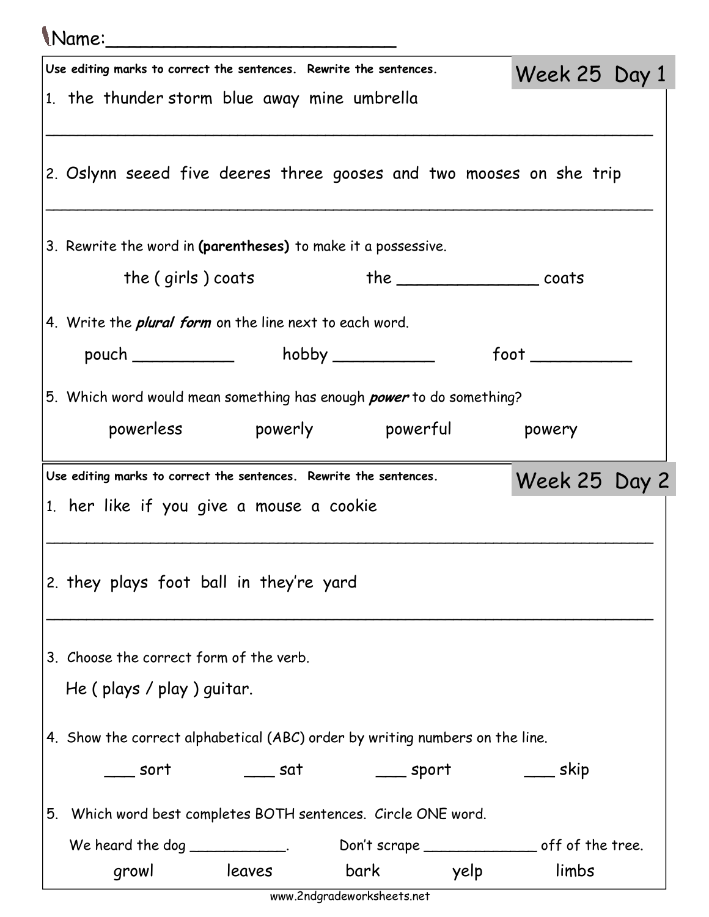Name:___________________________

## Week 25 Day 1

Use editing marks to correct the sentences. Rewrite the sentences.

1. the thunder storm blue away mine umbrella

_______________________________________________________________

2. Oslynn seeed five deeres three gooses and two mooses on she trip

_______________________________________________________________

3. Rewrite the word in **(parentheses)** to make it a possessive.

   the ( girls ) coats                    the ______________ coats

4. Write the ***plural form*** on the line next to each word.

   pouch __________     hobby __________     foot __________

5. Which word would mean something has enough ***power*** to do something?

   powerless     powerly     powerful     powery

## Week 25 Day 2

Use editing marks to correct the sentences. Rewrite the sentences.

1. her like if you give a mouse a cookie

_______________________________________________________________

2. they plays foot ball in they're yard

_______________________________________________________________

3. Choose the correct form of the verb.

   He ( plays / play ) guitar.

4. Show the correct alphabetical (ABC) order by writing numbers on the line.

   ___ sort     ___ sat     ___ sport     ___ skip

5. Which word best completes BOTH sentences. Circle ONE word.

   We heard the dog ___________.     Don't scrape _____________ off of the tree.

   growl     leaves     bark     yelp     limbs

www.2ndgradeworksheets.net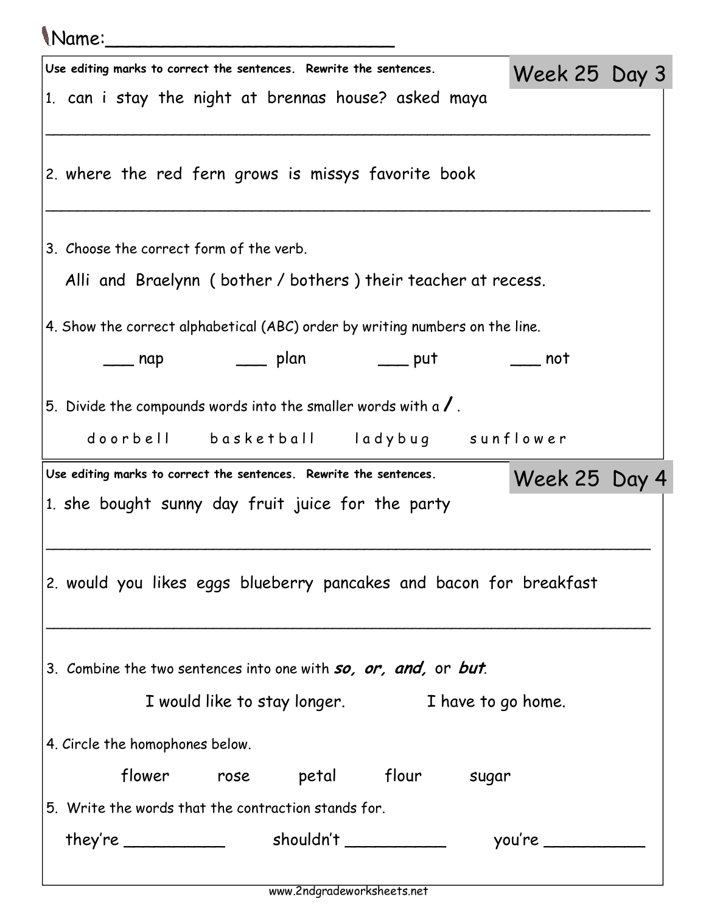Name:_________________________

## Week 25 Day 3

**Use editing marks to correct the sentences. Rewrite the sentences.**

1. can i stay the night at brennas house? asked maya

_______________________________________________________________

2. where the red fern grows is missys favorite book

_______________________________________________________________

3. Choose the correct form of the verb.

   Alli and Braelynn ( bother / bothers ) their teacher at recess.

4. Show the correct alphabetical (ABC) order by writing numbers on the line.

   ___ nap ___ plan ___ put ___ not

5. Divide the compounds words into the smaller words with a **/**.

   d o o r b e l l    b a s k e t b a l l    l a d y b u g    s u n f l o w e r

## Week 25 Day 4

**Use editing marks to correct the sentences. Rewrite the sentences.**

1. she bought sunny day fruit juice for the party

_______________________________________________________________

2. would you likes eggs blueberry pancakes and bacon for breakfast

_______________________________________________________________

3. Combine the two sentences into one with ***so, or, and,*** or ***but***.

   I would like to stay longer. I have to go home.

4. Circle the homophones below.

   flower rose petal flour sugar

5. Write the words that the contraction stands for.

   they're __________ shouldn't __________ you're __________

www.2ndgradeworksheets.net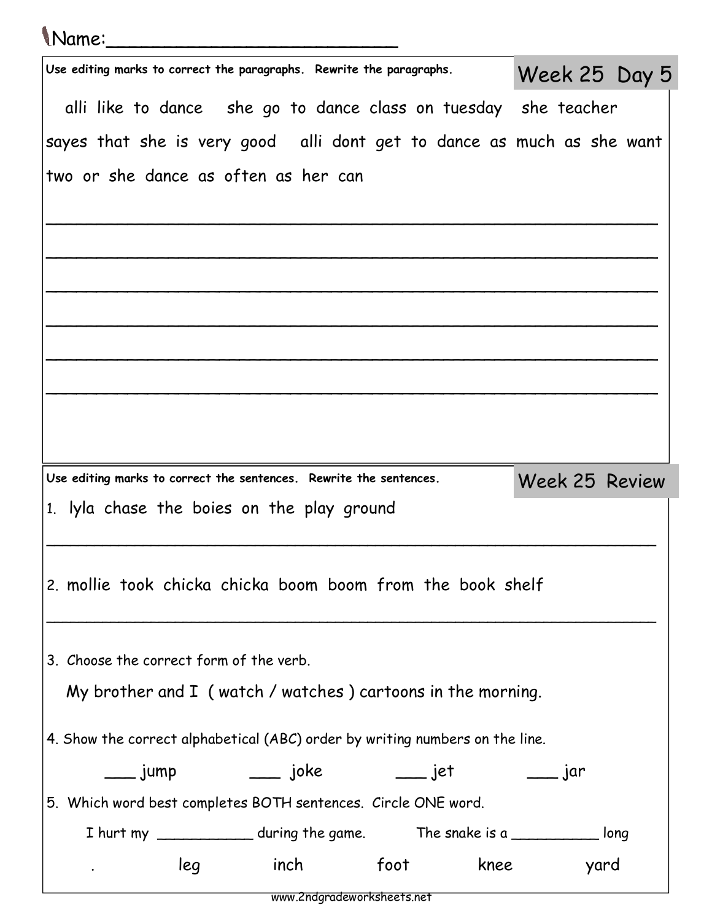Name:___________________________

Use editing marks to correct the paragraphs. Rewrite the paragraphs.

## Week 25 Day 5

alli like to dance she go to dance class on tuesday she teacher sayes that she is very good alli dont get to dance as much as she want two or she dance as often as her can

______________________________________________________________

______________________________________________________________

______________________________________________________________

______________________________________________________________

______________________________________________________________

______________________________________________________________

Use editing marks to correct the sentences. Rewrite the sentences.

## Week 25 Review

1. lyla chase the boies on the play ground

______________________________________________________________

2. mollie took chicka chicka boom boom from the book shelf

______________________________________________________________

3. Choose the correct form of the verb.

   My brother and I ( watch / watches ) cartoons in the morning.

4. Show the correct alphabetical (ABC) order by writing numbers on the line.

   ___ jump ___ joke ___ jet ___ jar

5. Which word best completes BOTH sentences. Circle ONE word.

   I hurt my ___________ during the game. The snake is a __________ long.

   leg inch foot knee yard

www.2ndgradeworksheets.net